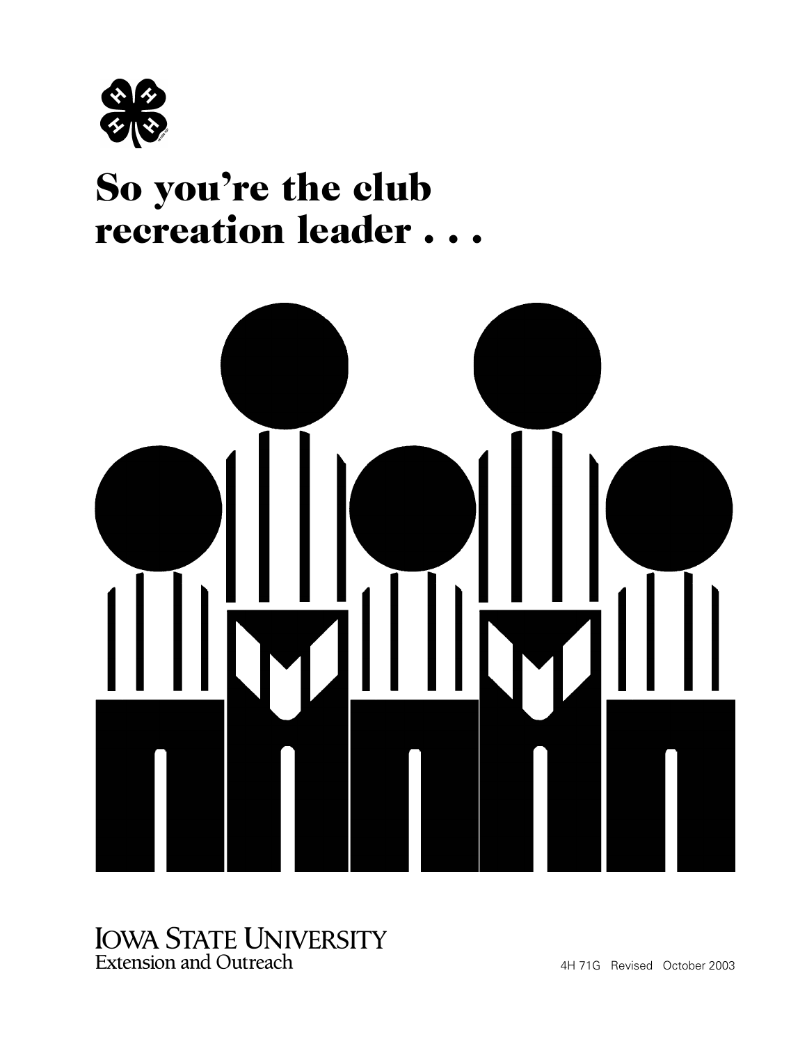# So you're the club recreation leader . . .

IOWA STATE UNIVERSITY
Extension and Outreach

4H 71G Revised October 2003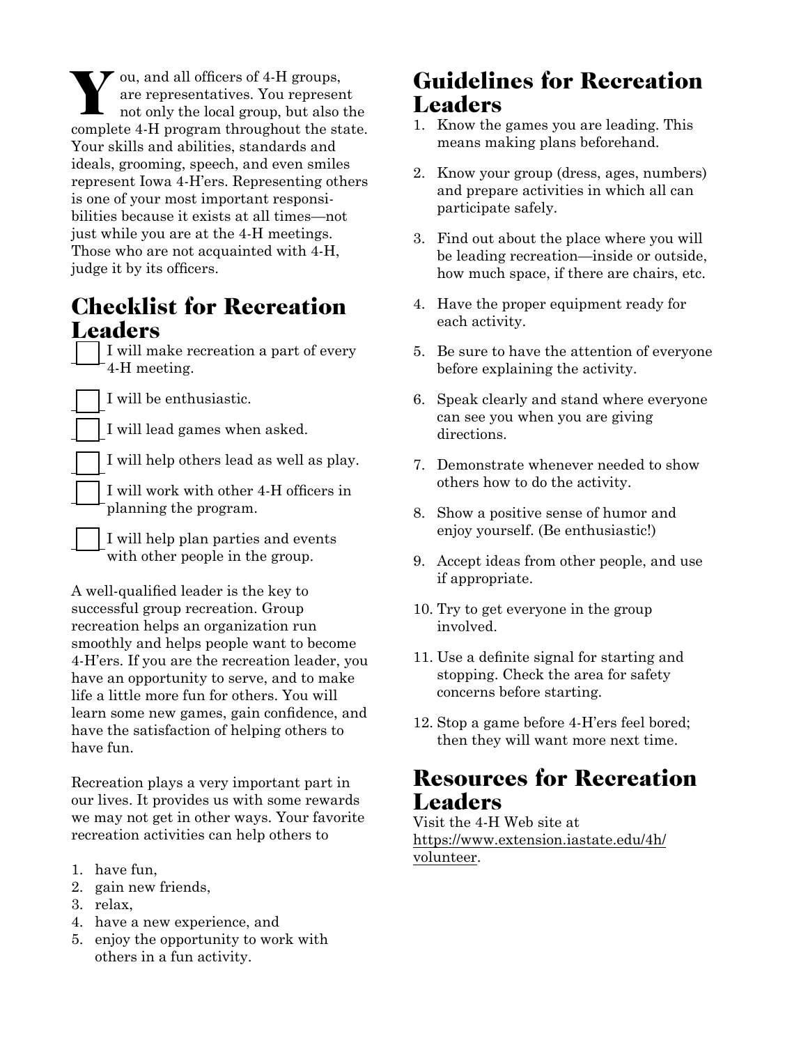You, and all officers of 4-H groups, are representatives. You represent not only the local group, but also the complete 4-H program throughout the state. Your skills and abilities, standards and ideals, grooming, speech, and even smiles represent Iowa 4-H'ers. Representing others is one of your most important responsibilities because it exists at all times—not just while you are at the 4-H meetings. Those who are not acquainted with 4-H, judge it by its officers.

## Checklist for Recreation Leaders

- [ ] I will make recreation a part of every 4-H meeting.
- [ ] I will be enthusiastic.
- [ ] I will lead games when asked.
- [ ] I will help others lead as well as play.
- [ ] I will work with other 4-H officers in planning the program.
- [ ] I will help plan parties and events with other people in the group.

A well-qualified leader is the key to successful group recreation. Group recreation helps an organization run smoothly and helps people want to become 4-H'ers. If you are the recreation leader, you have an opportunity to serve, and to make life a little more fun for others. You will learn some new games, gain confidence, and have the satisfaction of helping others to have fun.

Recreation plays a very important part in our lives. It provides us with some rewards we may not get in other ways. Your favorite recreation activities can help others to

1. have fun,
2. gain new friends,
3. relax,
4. have a new experience, and
5. enjoy the opportunity to work with others in a fun activity.

## Guidelines for Recreation Leaders

1. Know the games you are leading. This means making plans beforehand.
2. Know your group (dress, ages, numbers) and prepare activities in which all can participate safely.
3. Find out about the place where you will be leading recreation—inside or outside, how much space, if there are chairs, etc.
4. Have the proper equipment ready for each activity.
5. Be sure to have the attention of everyone before explaining the activity.
6. Speak clearly and stand where everyone can see you when you are giving directions.
7. Demonstrate whenever needed to show others how to do the activity.
8. Show a positive sense of humor and enjoy yourself. (Be enthusiastic!)
9. Accept ideas from other people, and use if appropriate.
10. Try to get everyone in the group involved.
11. Use a definite signal for starting and stopping. Check the area for safety concerns before starting.
12. Stop a game before 4-H'ers feel bored; then they will want more next time.

## Resources for Recreation Leaders

Visit the 4-H Web site at https://www.extension.iastate.edu/4h/volunteer.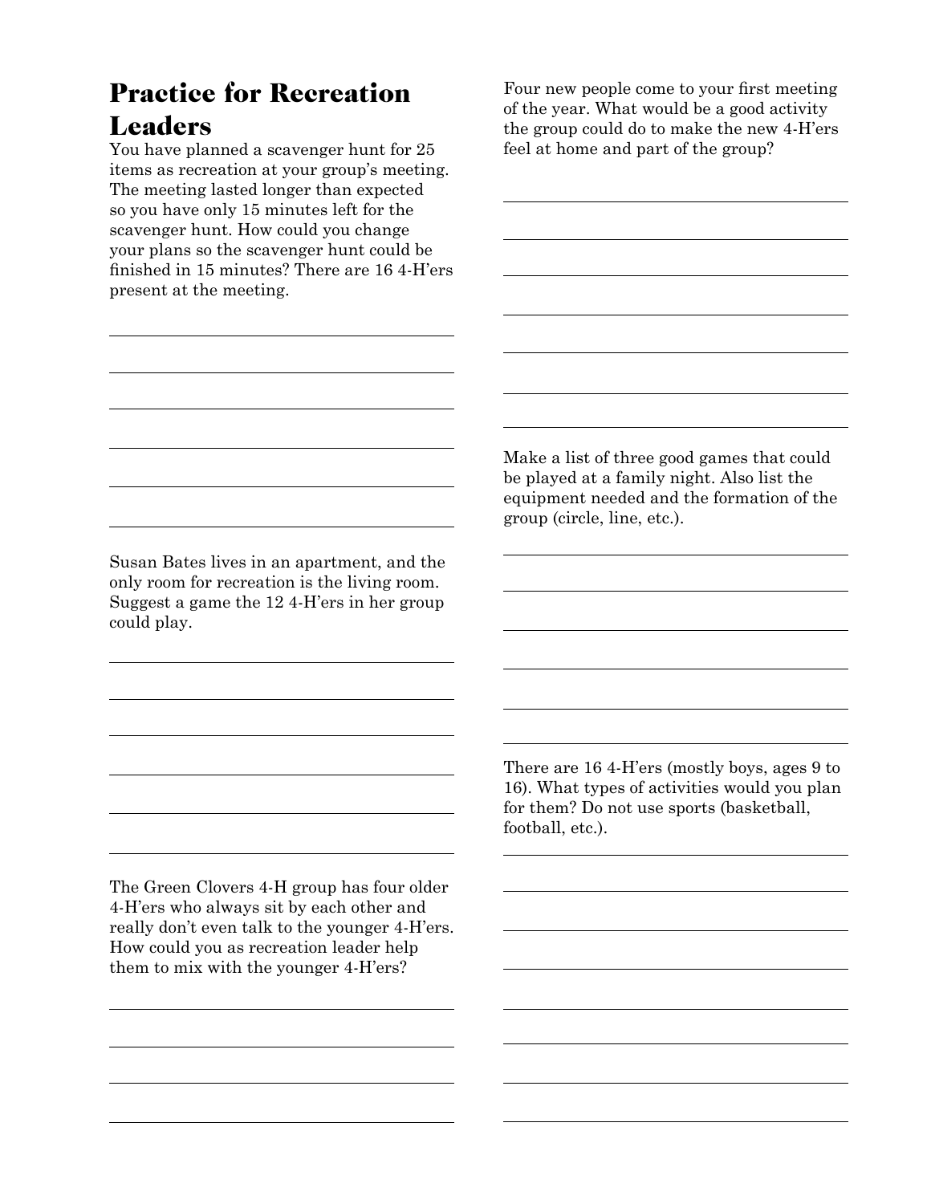# Practice for Recreation Leaders

You have planned a scavenger hunt for 25 items as recreation at your group's meeting. The meeting lasted longer than expected so you have only 15 minutes left for the scavenger hunt. How could you change your plans so the scavenger hunt could be finished in 15 minutes? There are 16 4-H'ers present at the meeting.

Susan Bates lives in an apartment, and the only room for recreation is the living room. Suggest a game the 12 4-H'ers in her group could play.

The Green Clovers 4-H group has four older 4-H'ers who always sit by each other and really don't even talk to the younger 4-H'ers. How could you as recreation leader help them to mix with the younger 4-H'ers?

Four new people come to your first meeting of the year. What would be a good activity the group could do to make the new 4-H'ers feel at home and part of the group?

Make a list of three good games that could be played at a family night. Also list the equipment needed and the formation of the group (circle, line, etc.).

There are 16 4-H'ers (mostly boys, ages 9 to 16). What types of activities would you plan for them? Do not use sports (basketball, football, etc.).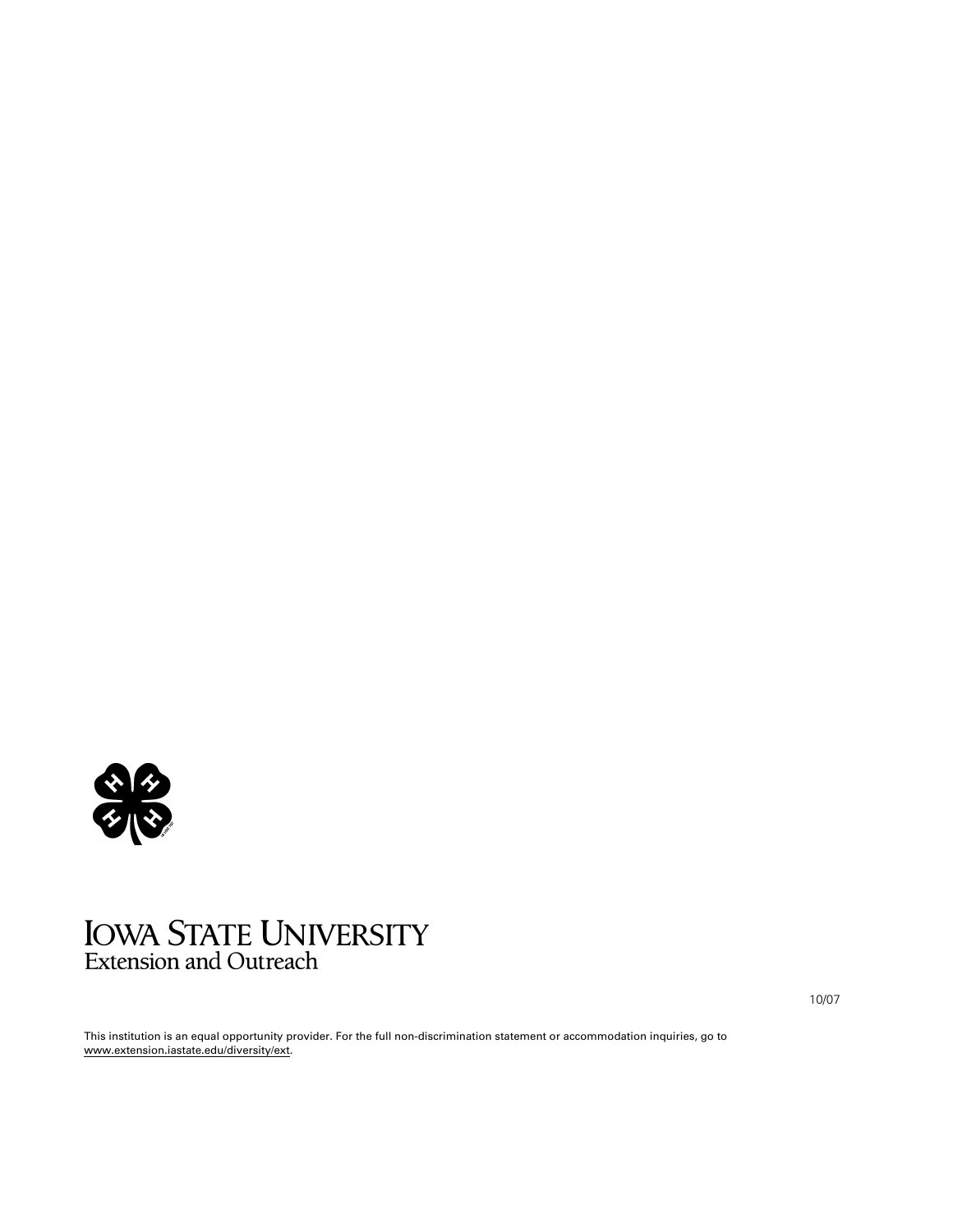IOWA STATE UNIVERSITY
Extension and Outreach

10/07

This institution is an equal opportunity provider. For the full non-discrimination statement or accommodation inquiries, go to www.extension.iastate.edu/diversity/ext.